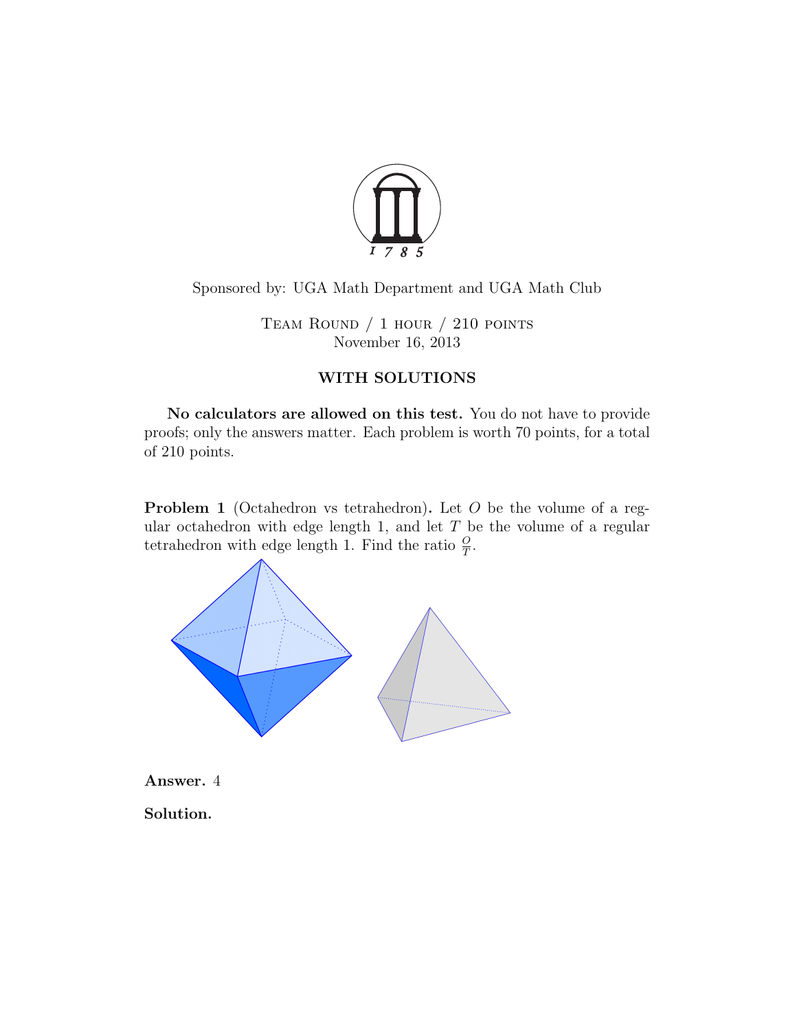Sponsored by: UGA Math Department and UGA Math Club

Team Round / 1 hour / 210 points
November 16, 2013

## WITH SOLUTIONS

**No calculators are allowed on this test.** You do not have to provide proofs; only the answers matter. Each problem is worth 70 points, for a total of 210 points.

**Problem 1** (Octahedron vs tetrahedron)**.** Let $O$ be the volume of a regular octahedron with edge length 1, and let $T$ be the volume of a regular tetrahedron with edge length 1. Find the ratio $\frac{O}{T}$.

**Answer.** 4

**Solution.**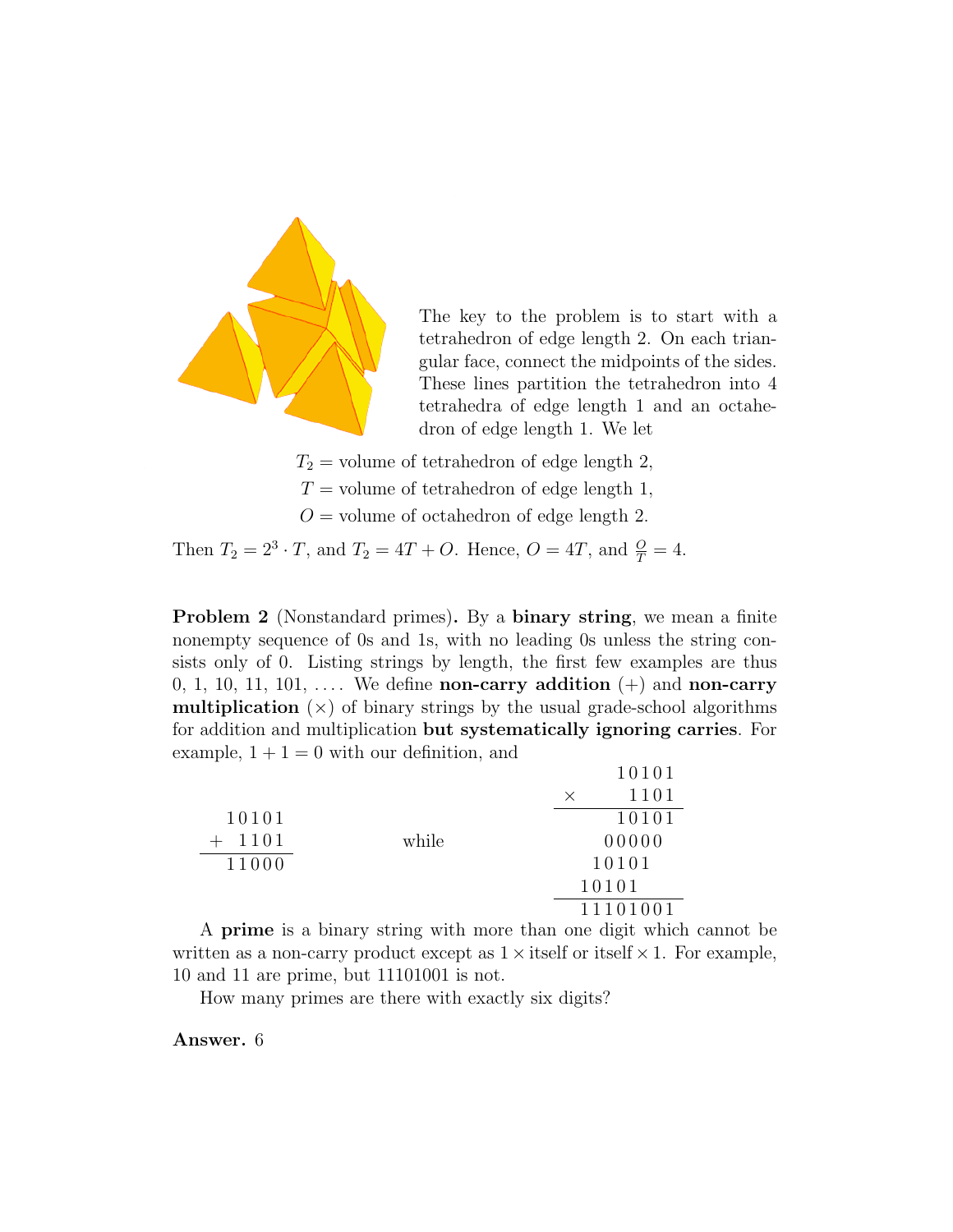The key to the problem is to start with a tetrahedron of edge length 2. On each triangular face, connect the midpoints of the sides. These lines partition the tetrahedron into 4 tetrahedra of edge length 1 and an octahedron of edge length 1. We let

$$T_2 = \text{volume of tetrahedron of edge length 2,}$$
$$T = \text{volume of tetrahedron of edge length 1,}$$
$$O = \text{volume of octahedron of edge length 2.}$$

Then $T_2 = 2^3 \cdot T$, and $T_2 = 4T + O$. Hence, $O = 4T$, and $\frac{O}{T} = 4$.

**Problem 2** (Nonstandard primes)**.** By a **binary string**, we mean a finite nonempty sequence of 0s and 1s, with no leading 0s unless the string consists only of 0. Listing strings by length, the first few examples are thus 0, 1, 10, 11, 101, .... We define **non-carry addition** (+) and **non-carry multiplication** (×) of binary strings by the usual grade-school algorithms for addition and multiplication **but systematically ignoring carries**. For example, $1 + 1 = 0$ with our definition, and

```
   10101                        10101
 +  1101       while          ×  1101
 -------                      --------
   11000                         10101
                                00000
                               10101
                              10101
                              --------
                              11101001
```

A **prime** is a binary string with more than one digit which cannot be written as a non-carry product except as $1 \times$ itself or itself $\times 1$. For example, 10 and 11 are prime, but 11101001 is not.

How many primes are there with exactly six digits?

**Answer.** 6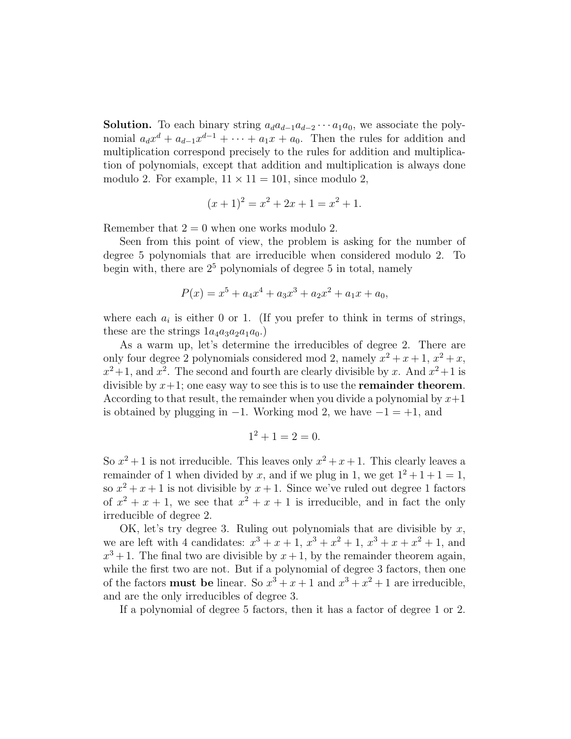**Solution.** To each binary string $a_d a_{d-1} a_{d-2} \cdots a_1 a_0$, we associate the polynomial $a_d x^d + a_{d-1}x^{d-1} + \cdots + a_1 x + a_0$. Then the rules for addition and multiplication correspond precisely to the rules for addition and multiplication of polynomials, except that addition and multiplication is always done modulo 2. For example, $11 \times 11 = 101$, since modulo 2,

$$(x+1)^2 = x^2 + 2x + 1 = x^2 + 1.$$

Remember that $2 = 0$ when one works modulo 2.

Seen from this point of view, the problem is asking for the number of degree 5 polynomials that are irreducible when considered modulo 2. To begin with, there are $2^5$ polynomials of degree 5 in total, namely

$$P(x) = x^5 + a_4 x^4 + a_3 x^3 + a_2 x^2 + a_1 x + a_0,$$

where each $a_i$ is either 0 or 1. (If you prefer to think in terms of strings, these are the strings $1a_4a_3a_2a_1a_0$.)

As a warm up, let's determine the irreducibles of degree 2. There are only four degree 2 polynomials considered mod 2, namely $x^2+x+1$, $x^2+x$, $x^2+1$, and $x^2$. The second and fourth are clearly divisible by $x$. And $x^2+1$ is divisible by $x+1$; one easy way to see this is to use the **remainder theorem**. According to that result, the remainder when you divide a polynomial by $x+1$ is obtained by plugging in $-1$. Working mod 2, we have $-1 = +1$, and

$$1^2 + 1 = 2 = 0.$$

So $x^2+1$ is not irreducible. This leaves only $x^2+x+1$. This clearly leaves a remainder of 1 when divided by $x$, and if we plug in 1, we get $1^2+1+1 = 1$, so $x^2+x+1$ is not divisible by $x+1$. Since we've ruled out degree 1 factors of $x^2+x+1$, we see that $x^2+x+1$ is irreducible, and in fact the only irreducible of degree 2.

OK, let's try degree 3. Ruling out polynomials that are divisible by $x$, we are left with 4 candidates: $x^3+x+1$, $x^3+x^2+1$, $x^3+x+x^2+1$, and $x^3+1$. The final two are divisible by $x+1$, by the remainder theorem again, while the first two are not. But if a polynomial of degree 3 factors, then one of the factors **must be** linear. So $x^3+x+1$ and $x^3+x^2+1$ are irreducible, and are the only irreducibles of degree 3.

If a polynomial of degree 5 factors, then it has a factor of degree 1 or 2.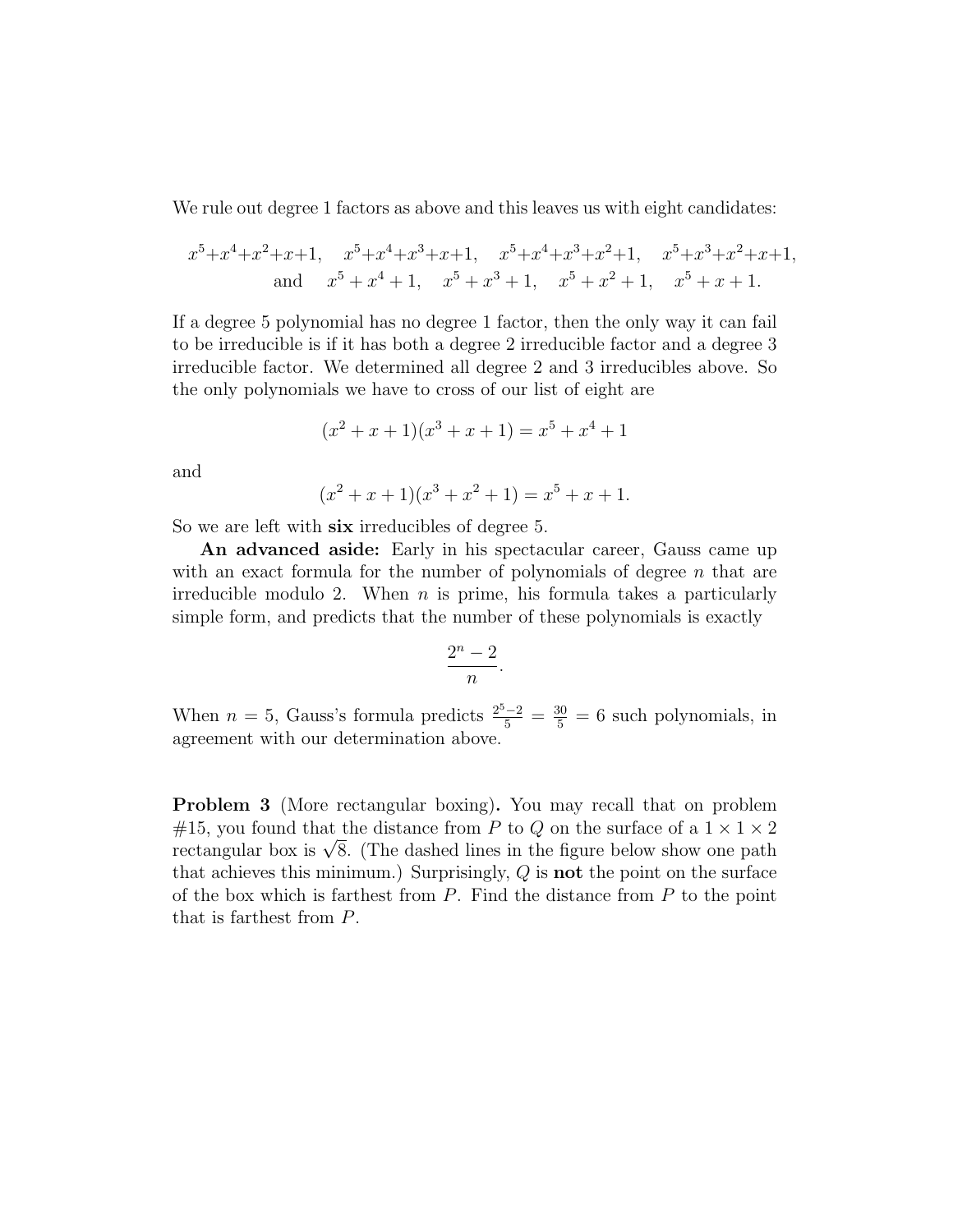We rule out degree 1 factors as above and this leaves us with eight candidates:

$$x^5+x^4+x^2+x+1, \quad x^5+x^4+x^3+x+1, \quad x^5+x^4+x^3+x^2+1, \quad x^5+x^3+x^2+x+1,$$
$$\text{and} \quad x^5+x^4+1, \quad x^5+x^3+1, \quad x^5+x^2+1, \quad x^5+x+1.$$

If a degree 5 polynomial has no degree 1 factor, then the only way it can fail to be irreducible is if it has both a degree 2 irreducible factor and a degree 3 irreducible factor. We determined all degree 2 and 3 irreducibles above. So the only polynomials we have to cross of our list of eight are

$$(x^2+x+1)(x^3+x+1) = x^5+x^4+1$$

and

$$(x^2+x+1)(x^3+x^2+1) = x^5+x+1.$$

So we are left with **six** irreducibles of degree 5.

**An advanced aside:** Early in his spectacular career, Gauss came up with an exact formula for the number of polynomials of degree $n$ that are irreducible modulo 2. When $n$ is prime, his formula takes a particularly simple form, and predicts that the number of these polynomials is exactly

$$\frac{2^n-2}{n}.$$

When $n=5$, Gauss's formula predicts $\frac{2^5-2}{5} = \frac{30}{5} = 6$ such polynomials, in agreement with our determination above.

**Problem 3** (More rectangular boxing)**.** You may recall that on problem #15, you found that the distance from $P$ to $Q$ on the surface of a $1\times 1\times 2$ rectangular box is $\sqrt{8}$. (The dashed lines in the figure below show one path that achieves this minimum.) Surprisingly, $Q$ is **not** the point on the surface of the box which is farthest from $P$. Find the distance from $P$ to the point that is farthest from $P$.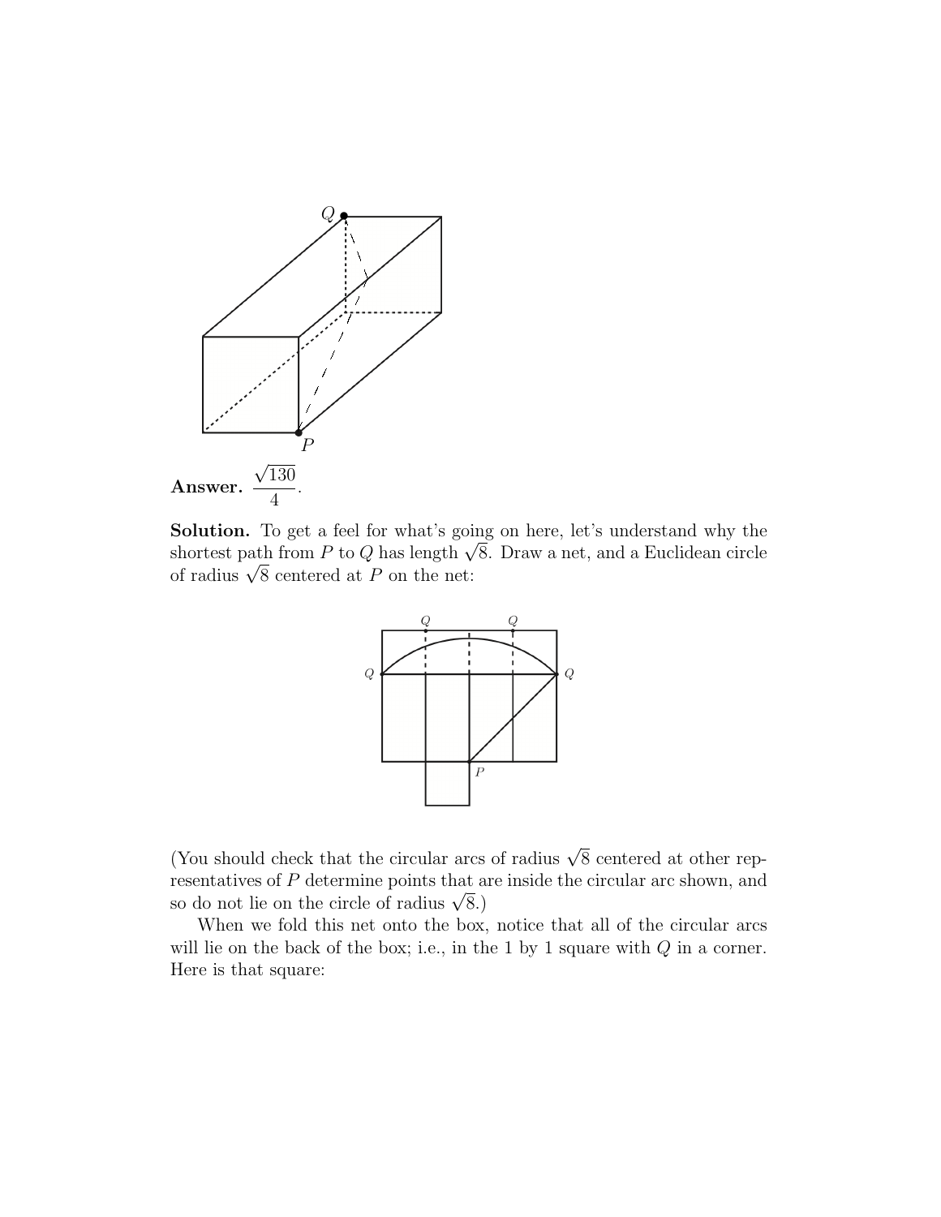**Answer.** $\dfrac{\sqrt{130}}{4}$.

**Solution.** To get a feel for what's going on here, let's understand why the shortest path from $P$ to $Q$ has length $\sqrt{8}$. Draw a net, and a Euclidean circle of radius $\sqrt{8}$ centered at $P$ on the net:

(You should check that the circular arcs of radius $\sqrt{8}$ centered at other representatives of $P$ determine points that are inside the circular arc shown, and so do not lie on the circle of radius $\sqrt{8}$.)

When we fold this net onto the box, notice that all of the circular arcs will lie on the back of the box; i.e., in the 1 by 1 square with $Q$ in a corner. Here is that square: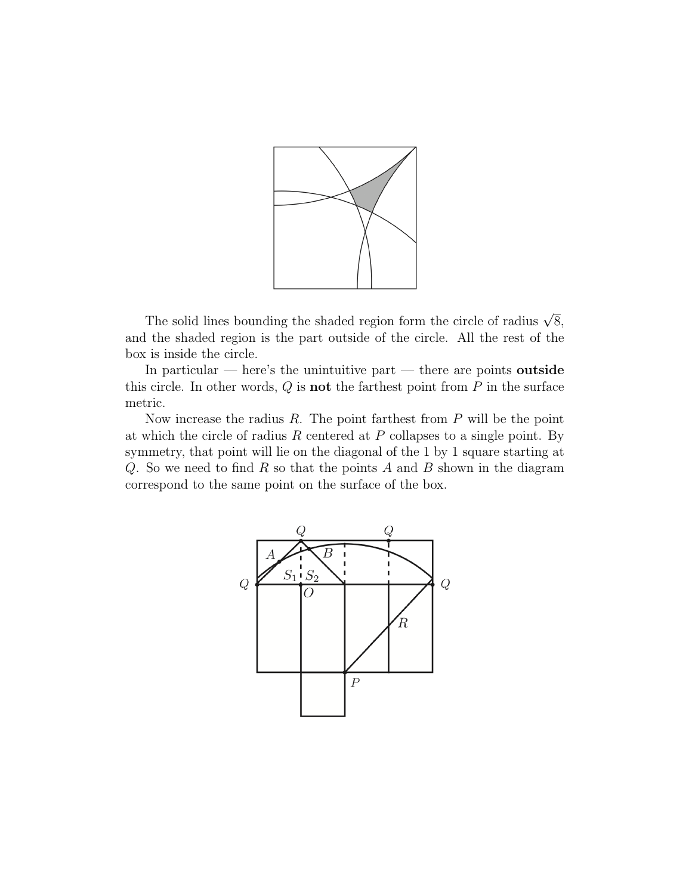The solid lines bounding the shaded region form the circle of radius $\sqrt{8}$, and the shaded region is the part outside of the circle. All the rest of the box is inside the circle.

In particular — here's the unintuitive part — there are points **outside** this circle. In other words, $Q$ is **not** the farthest point from $P$ in the surface metric.

Now increase the radius $R$. The point farthest from $P$ will be the point at which the circle of radius $R$ centered at $P$ collapses to a single point. By symmetry, that point will lie on the diagonal of the 1 by 1 square starting at $Q$. So we need to find $R$ so that the points $A$ and $B$ shown in the diagram correspond to the same point on the surface of the box.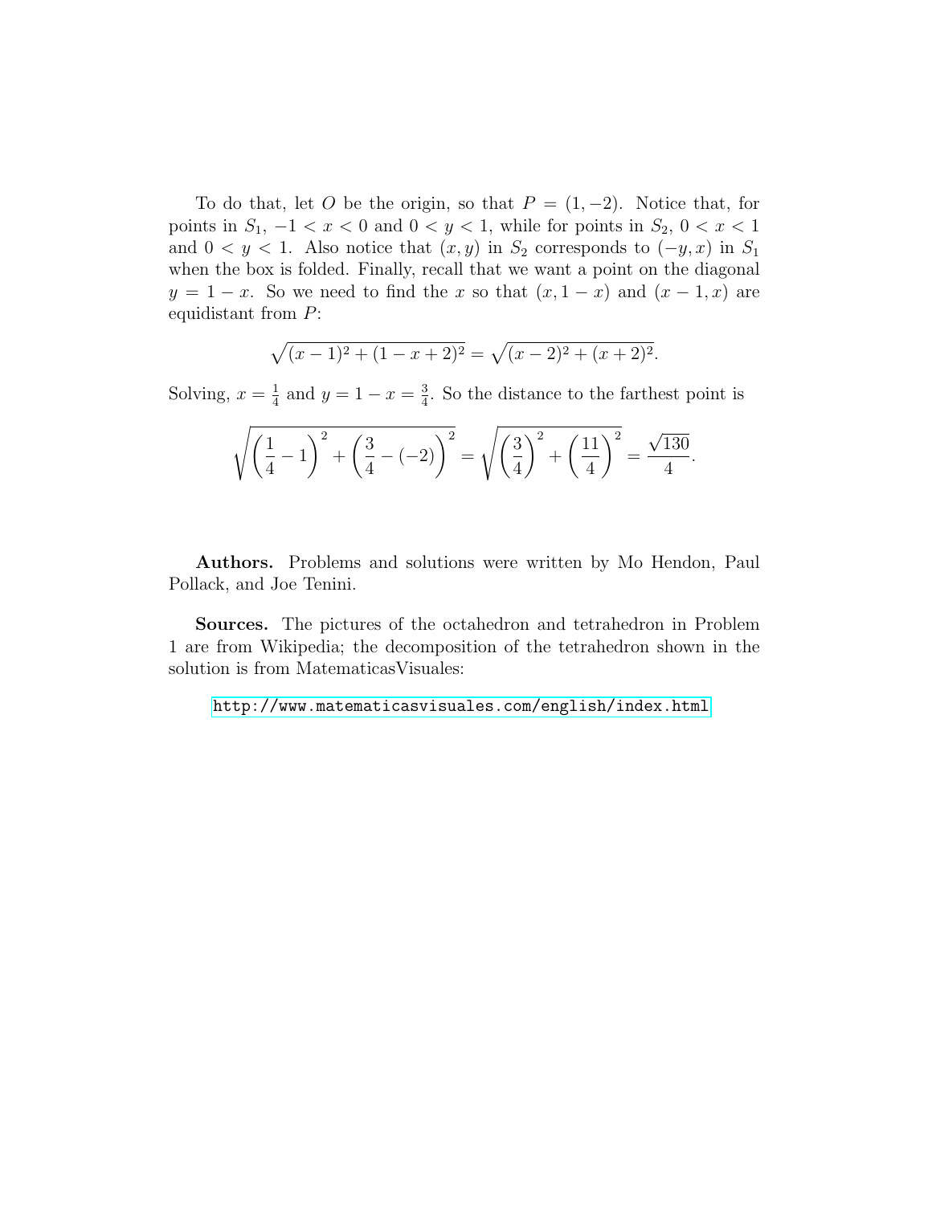To do that, let $O$ be the origin, so that $P = (1, -2)$. Notice that, for points in $S_1$, $-1 < x < 0$ and $0 < y < 1$, while for points in $S_2$, $0 < x < 1$ and $0 < y < 1$. Also notice that $(x, y)$ in $S_2$ corresponds to $(-y, x)$ in $S_1$ when the box is folded. Finally, recall that we want a point on the diagonal $y = 1 - x$. So we need to find the $x$ so that $(x, 1 - x)$ and $(x - 1, x)$ are equidistant from $P$:

$$\sqrt{(x-1)^2 + (1-x+2)^2} = \sqrt{(x-2)^2 + (x+2)^2}.$$

Solving, $x = \frac{1}{4}$ and $y = 1 - x = \frac{3}{4}$. So the distance to the farthest point is

$$\sqrt{\left(\frac{1}{4} - 1\right)^2 + \left(\frac{3}{4} - (-2)\right)^2} = \sqrt{\left(\frac{3}{4}\right)^2 + \left(\frac{11}{4}\right)^2} = \frac{\sqrt{130}}{4}.$$

**Authors.** Problems and solutions were written by Mo Hendon, Paul Pollack, and Joe Tenini.

**Sources.** The pictures of the octahedron and tetrahedron in Problem 1 are from Wikipedia; the decomposition of the tetrahedron shown in the solution is from MatematicasVisuales:

http://www.matematicasvisuales.com/english/index.html